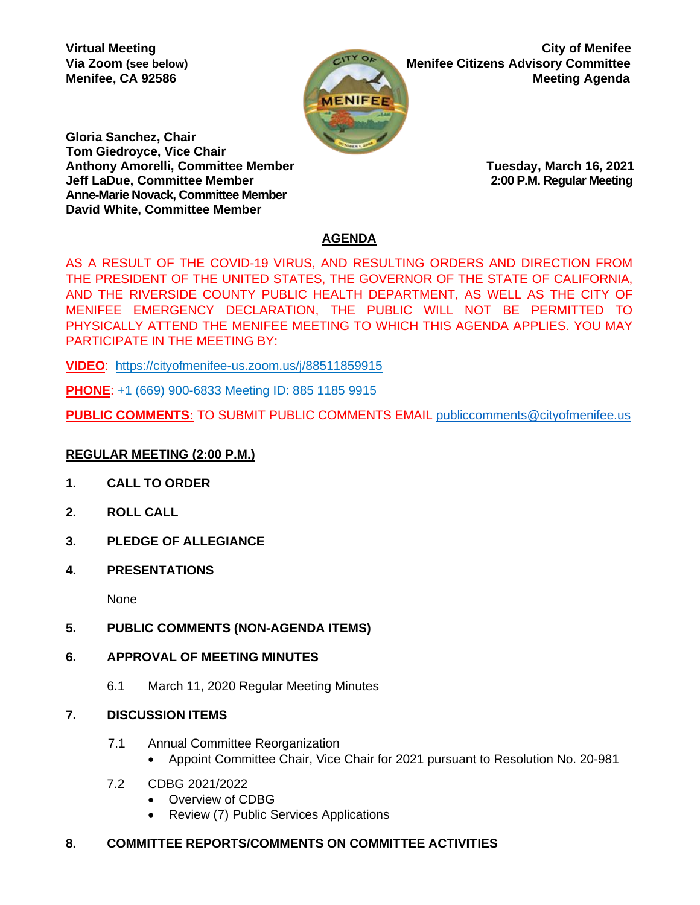**Virtual Meeting**
**Via Zoom (see below)**
**Menifee, CA 92586**

**City of Menifee**
**Menifee Citizens Advisory Committee**
**Meeting Agenda**

**Gloria Sanchez, Chair**
**Tom Giedroyce, Vice Chair**
**Anthony Amorelli, Committee Member**
**Jeff LaDue, Committee Member**
**Anne-Marie Novack, Committee Member**
**David White, Committee Member**

**Tuesday, March 16, 2021**
**2:00 P.M. Regular Meeting**

## AGENDA

AS A RESULT OF THE COVID-19 VIRUS, AND RESULTING ORDERS AND DIRECTION FROM THE PRESIDENT OF THE UNITED STATES, THE GOVERNOR OF THE STATE OF CALIFORNIA, AND THE RIVERSIDE COUNTY PUBLIC HEALTH DEPARTMENT, AS WELL AS THE CITY OF MENIFEE EMERGENCY DECLARATION, THE PUBLIC WILL NOT BE PERMITTED TO PHYSICALLY ATTEND THE MENIFEE MEETING TO WHICH THIS AGENDA APPLIES. YOU MAY PARTICIPATE IN THE MEETING BY:

**VIDEO**: https://cityofmenifee-us.zoom.us/j/88511859915

**PHONE**: +1 (669) 900-6833 Meeting ID: 885 1185 9915

**PUBLIC COMMENTS:** TO SUBMIT PUBLIC COMMENTS EMAIL publiccomments@cityofmenifee.us

### REGULAR MEETING (2:00 P.M.)

**1. CALL TO ORDER**

**2. ROLL CALL**

**3. PLEDGE OF ALLEGIANCE**

**4. PRESENTATIONS**

None

**5. PUBLIC COMMENTS (NON-AGENDA ITEMS)**

**6. APPROVAL OF MEETING MINUTES**

6.1 March 11, 2020 Regular Meeting Minutes

**7. DISCUSSION ITEMS**

7.1 Annual Committee Reorganization
- Appoint Committee Chair, Vice Chair for 2021 pursuant to Resolution No. 20-981

7.2 CDBG 2021/2022
- Overview of CDBG
- Review (7) Public Services Applications

**8. COMMITTEE REPORTS/COMMENTS ON COMMITTEE ACTIVITIES**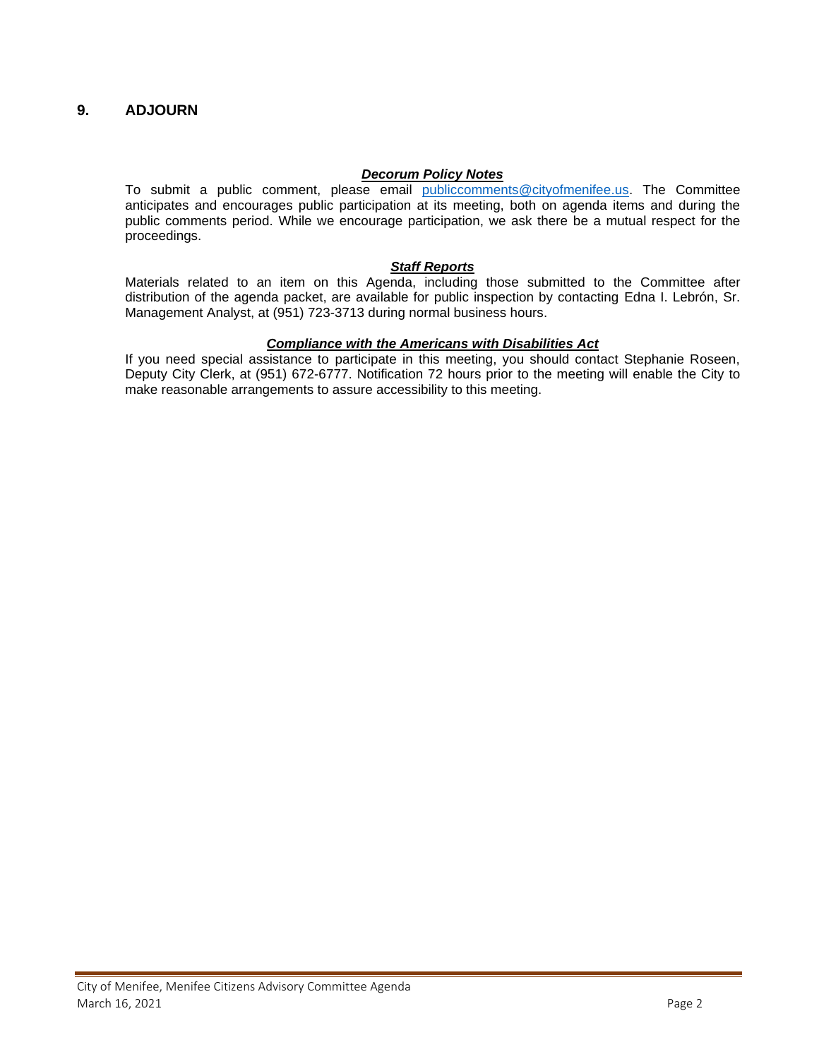## 9. ADJOURN

***Decorum Policy Notes***

To submit a public comment, please email publiccomments@cityofmenifee.us. The Committee anticipates and encourages public participation at its meeting, both on agenda items and during the public comments period. While we encourage participation, we ask there be a mutual respect for the proceedings.

***Staff Reports***

Materials related to an item on this Agenda, including those submitted to the Committee after distribution of the agenda packet, are available for public inspection by contacting Edna I. Lebrón, Sr. Management Analyst, at (951) 723-3713 during normal business hours.

***Compliance with the Americans with Disabilities Act***

If you need special assistance to participate in this meeting, you should contact Stephanie Roseen, Deputy City Clerk, at (951) 672-6777. Notification 72 hours prior to the meeting will enable the City to make reasonable arrangements to assure accessibility to this meeting.